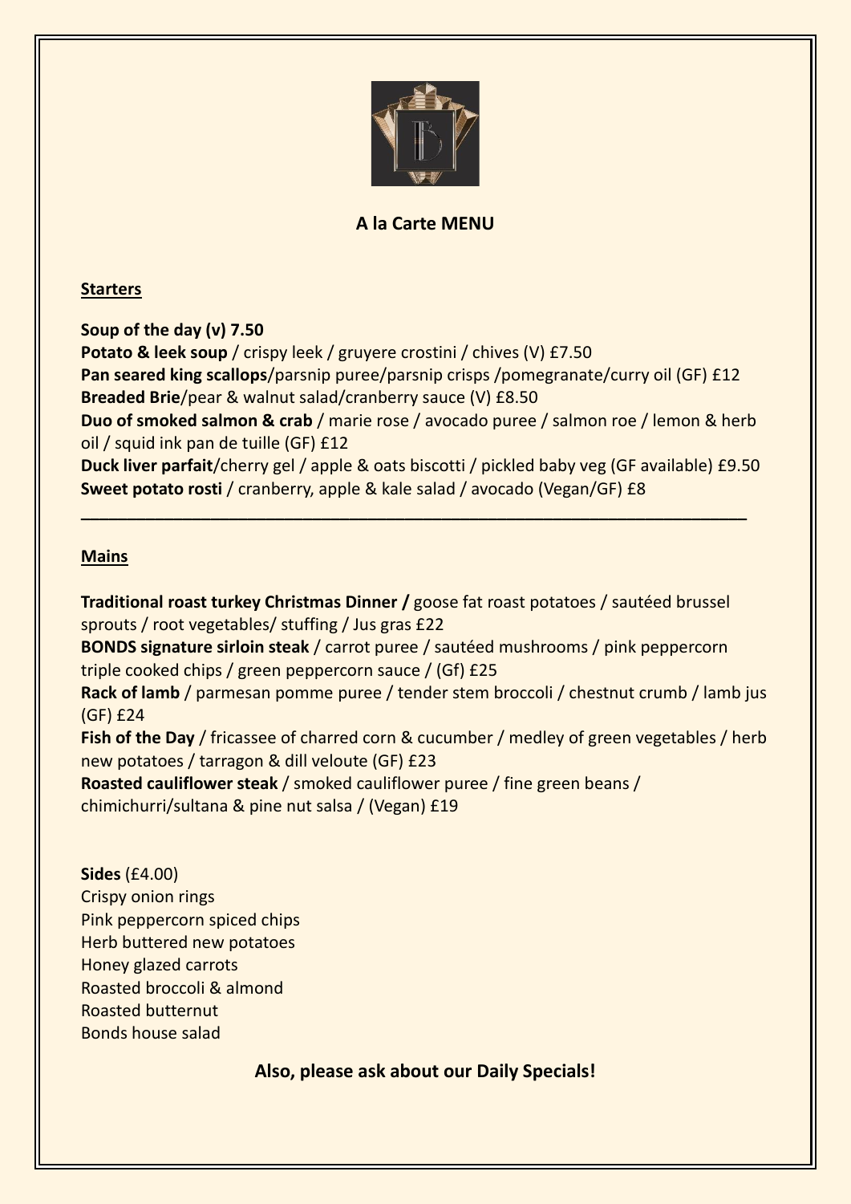# A la Carte MENU

## Starters

**Soup of the day (v) 7.50**
**Potato & leek soup** / crispy leek / gruyere crostini / chives (V) £7.50
**Pan seared king scallops**/parsnip puree/parsnip crisps /pomegranate/curry oil (GF) £12
**Breaded Brie**/pear & walnut salad/cranberry sauce (V) £8.50
**Duo of smoked salmon & crab** / marie rose / avocado puree / salmon roe / lemon & herb oil / squid ink pan de tuille (GF) £12
**Duck liver parfait**/cherry gel / apple & oats biscotti / pickled baby veg (GF available) £9.50
**Sweet potato rosti** / cranberry, apple & kale salad / avocado (Vegan/GF) £8

---

## Mains

**Traditional roast turkey Christmas Dinner /** goose fat roast potatoes / sautéed brussel sprouts / root vegetables/ stuffing / Jus gras £22
**BONDS signature sirloin steak** / carrot puree / sautéed mushrooms / pink peppercorn triple cooked chips / green peppercorn sauce / (Gf) £25
**Rack of lamb** / parmesan pomme puree / tender stem broccoli / chestnut crumb / lamb jus (GF) £24
**Fish of the Day** / fricassee of charred corn & cucumber / medley of green vegetables / herb new potatoes / tarragon & dill veloute (GF) £23
**Roasted cauliflower steak** / smoked cauliflower puree / fine green beans / chimichurri/sultana & pine nut salsa / (Vegan) £19

**Sides** (£4.00)
Crispy onion rings
Pink peppercorn spiced chips
Herb buttered new potatoes
Honey glazed carrots
Roasted broccoli & almond
Roasted butternut
Bonds house salad

**Also, please ask about our Daily Specials!**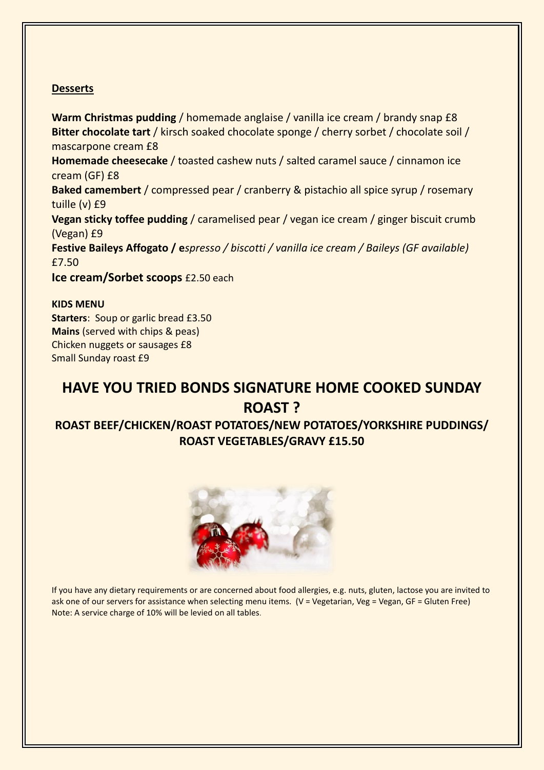**Desserts**

**Warm Christmas pudding** / homemade anglaise / vanilla ice cream / brandy snap £8
**Bitter chocolate tart** / kirsch soaked chocolate sponge / cherry sorbet / chocolate soil / mascarpone cream £8
**Homemade cheesecake** / toasted cashew nuts / salted caramel sauce / cinnamon ice cream (GF) £8
**Baked camembert** / compressed pear / cranberry & pistachio all spice syrup / rosemary tuille (v) £9
**Vegan sticky toffee pudding** / caramelised pear / vegan ice cream / ginger biscuit crumb (Vegan) £9
**Festive Baileys Affogato / e***spresso / biscotti / vanilla ice cream / Baileys (GF available)* £7.50
**Ice cream/Sorbet scoops** £2.50 each

**KIDS MENU**
**Starters**: Soup or garlic bread £3.50
**Mains** (served with chips & peas)
Chicken nuggets or sausages £8
Small Sunday roast £9

# HAVE YOU TRIED BONDS SIGNATURE HOME COOKED SUNDAY ROAST ?

## ROAST BEEF/CHICKEN/ROAST POTATOES/NEW POTATOES/YORKSHIRE PUDDINGS/ ROAST VEGETABLES/GRAVY £15.50

If you have any dietary requirements or are concerned about food allergies, e.g. nuts, gluten, lactose you are invited to ask one of our servers for assistance when selecting menu items. (V = Vegetarian, Veg = Vegan, GF = Gluten Free)
Note: A service charge of 10% will be levied on all tables.